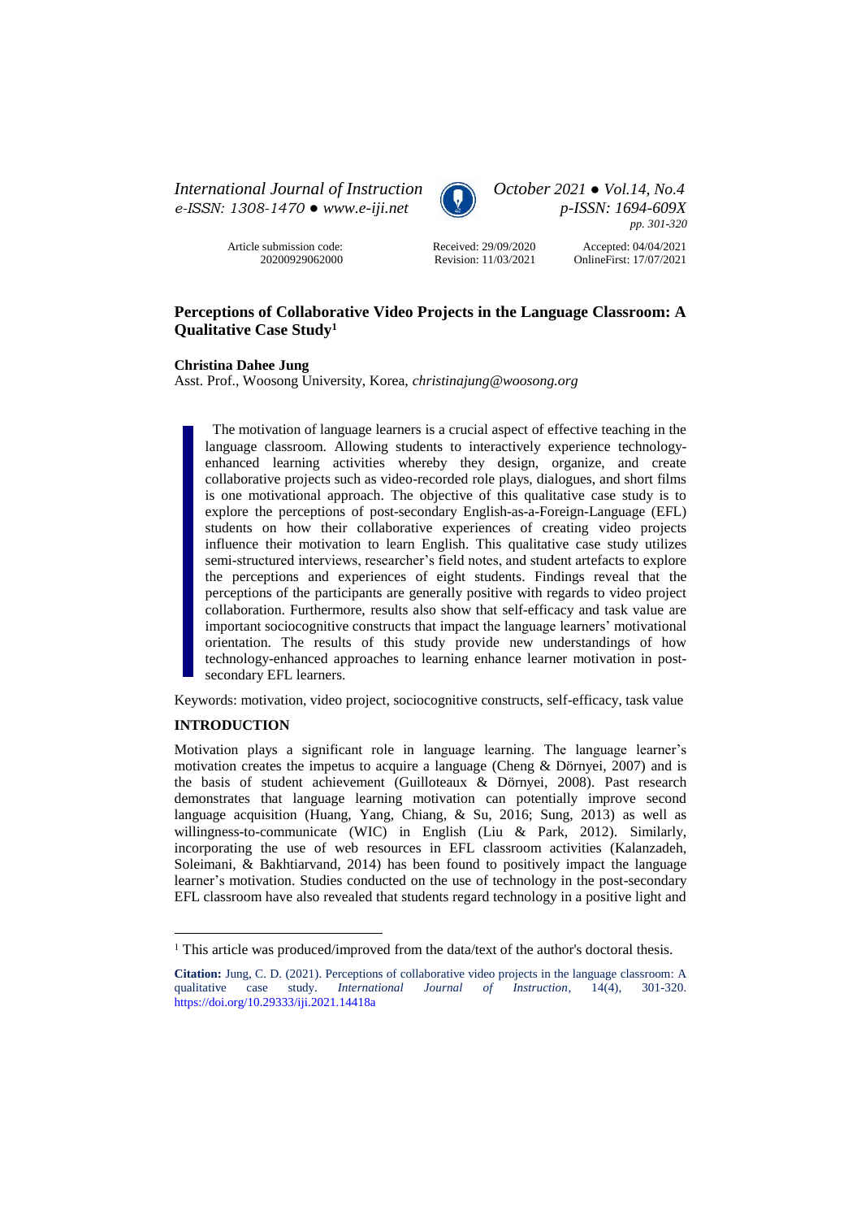# Perceptions of Collaborative Video Projects in the Language Classroom: A Qualitative Case Study[1]

**Christina Dahee Jung**
Asst. Prof., Woosong University, Korea, *christinajung@woosong.org*

Article submission code: 20200929062000

Received: 29/09/2020
Revision: 11/03/2021

Accepted: 04/04/2021
OnlineFirst: 17/07/2021

The motivation of language learners is a crucial aspect of effective teaching in the language classroom. Allowing students to interactively experience technology-enhanced learning activities whereby they design, organize, and create collaborative projects such as video-recorded role plays, dialogues, and short films is one motivational approach. The objective of this qualitative case study is to explore the perceptions of post-secondary English-as-a-Foreign-Language (EFL) students on how their collaborative experiences of creating video projects influence their motivation to learn English. This qualitative case study utilizes semi-structured interviews, researcher's field notes, and student artefacts to explore the perceptions and experiences of eight students. Findings reveal that the perceptions of the participants are generally positive with regards to video project collaboration. Furthermore, results also show that self-efficacy and task value are important sociocognitive constructs that impact the language learners' motivational orientation. The results of this study provide new understandings of how technology-enhanced approaches to learning enhance learner motivation in post-secondary EFL learners.

Keywords: motivation, video project, sociocognitive constructs, self-efficacy, task value

## INTRODUCTION

Motivation plays a significant role in language learning. The language learner's motivation creates the impetus to acquire a language (Cheng & Dörnyei, 2007) and is the basis of student achievement (Guilloteaux & Dörnyei, 2008). Past research demonstrates that language learning motivation can potentially improve second language acquisition (Huang, Yang, Chiang, & Su, 2016; Sung, 2013) as well as willingness-to-communicate (WIC) in English (Liu & Park, 2012). Similarly, incorporating the use of web resources in EFL classroom activities (Kalanzadeh, Soleimani, & Bakhtiarvand, 2014) has been found to positively impact the language learner's motivation. Studies conducted on the use of technology in the post-secondary EFL classroom have also revealed that students regard technology in a positive light and

[1] This article was produced/improved from the data/text of the author's doctoral thesis.

**Citation:** Jung, C. D. (2021). Perceptions of collaborative video projects in the language classroom: A qualitative case study. *International Journal of Instruction*, 14(4), 301-320. https://doi.org/10.29333/iji.2021.14418a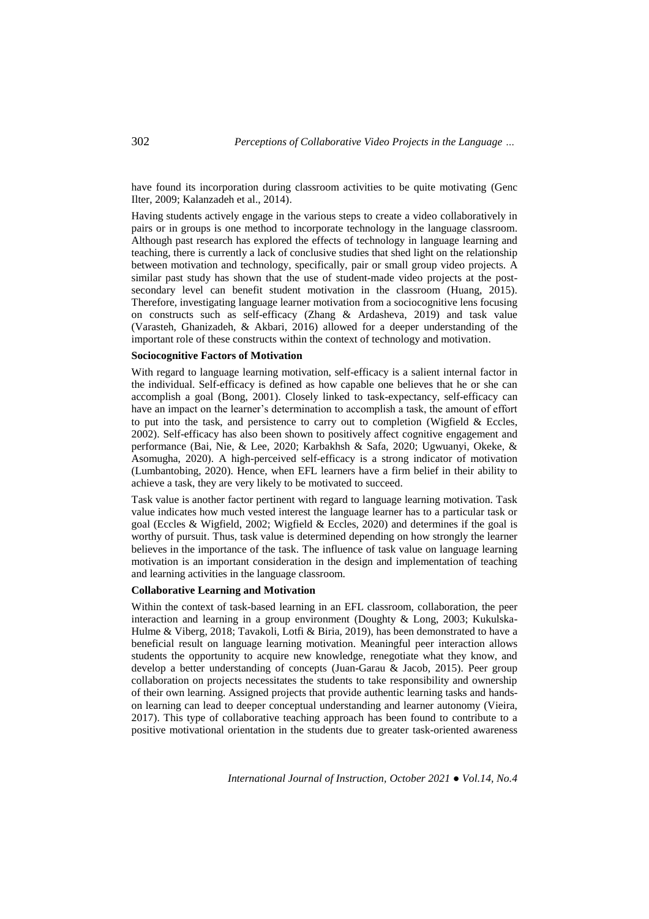have found its incorporation during classroom activities to be quite motivating (Genc Ilter, 2009; Kalanzadeh et al., 2014).

Having students actively engage in the various steps to create a video collaboratively in pairs or in groups is one method to incorporate technology in the language classroom. Although past research has explored the effects of technology in language learning and teaching, there is currently a lack of conclusive studies that shed light on the relationship between motivation and technology, specifically, pair or small group video projects. A similar past study has shown that the use of student-made video projects at the post-secondary level can benefit student motivation in the classroom (Huang, 2015). Therefore, investigating language learner motivation from a sociocognitive lens focusing on constructs such as self-efficacy (Zhang & Ardasheva, 2019) and task value (Varasteh, Ghanizadeh, & Akbari, 2016) allowed for a deeper understanding of the important role of these constructs within the context of technology and motivation.

### Sociocognitive Factors of Motivation

With regard to language learning motivation, self-efficacy is a salient internal factor in the individual. Self-efficacy is defined as how capable one believes that he or she can accomplish a goal (Bong, 2001). Closely linked to task-expectancy, self-efficacy can have an impact on the learner's determination to accomplish a task, the amount of effort to put into the task, and persistence to carry out to completion (Wigfield & Eccles, 2002). Self-efficacy has also been shown to positively affect cognitive engagement and performance (Bai, Nie, & Lee, 2020; Karbakhsh & Safa, 2020; Ugwuanyi, Okeke, & Asomugha, 2020). A high-perceived self-efficacy is a strong indicator of motivation (Lumbantobing, 2020). Hence, when EFL learners have a firm belief in their ability to achieve a task, they are very likely to be motivated to succeed.

Task value is another factor pertinent with regard to language learning motivation. Task value indicates how much vested interest the language learner has to a particular task or goal (Eccles & Wigfield, 2002; Wigfield & Eccles, 2020) and determines if the goal is worthy of pursuit. Thus, task value is determined depending on how strongly the learner believes in the importance of the task. The influence of task value on language learning motivation is an important consideration in the design and implementation of teaching and learning activities in the language classroom.

### Collaborative Learning and Motivation

Within the context of task-based learning in an EFL classroom, collaboration, the peer interaction and learning in a group environment (Doughty & Long, 2003; Kukulska-Hulme & Viberg, 2018; Tavakoli, Lotfi & Biria, 2019), has been demonstrated to have a beneficial result on language learning motivation. Meaningful peer interaction allows students the opportunity to acquire new knowledge, renegotiate what they know, and develop a better understanding of concepts (Juan-Garau & Jacob, 2015). Peer group collaboration on projects necessitates the students to take responsibility and ownership of their own learning. Assigned projects that provide authentic learning tasks and hands-on learning can lead to deeper conceptual understanding and learner autonomy (Vieira, 2017). This type of collaborative teaching approach has been found to contribute to a positive motivational orientation in the students due to greater task-oriented awareness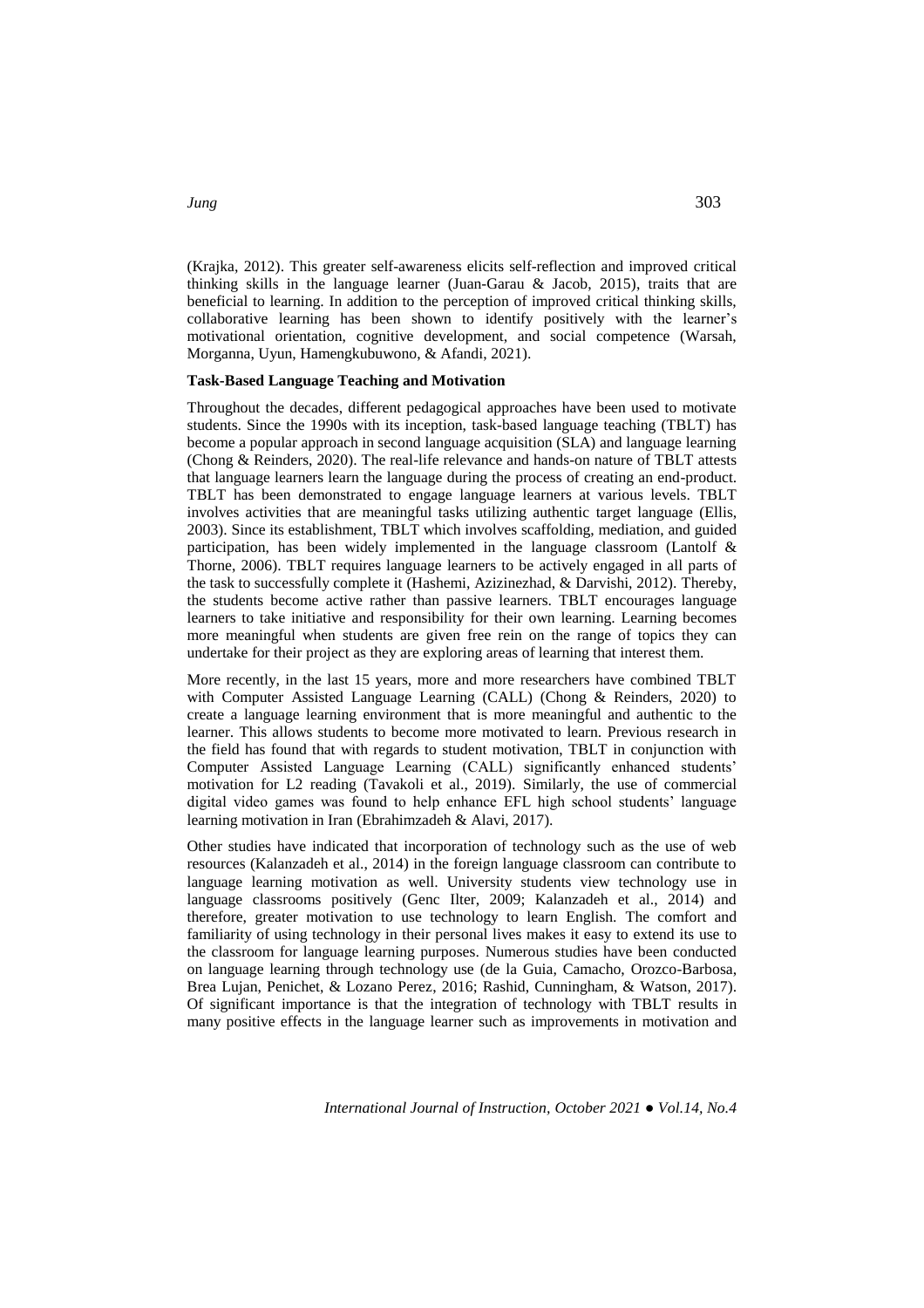(Krajka, 2012). This greater self-awareness elicits self-reflection and improved critical thinking skills in the language learner (Juan-Garau & Jacob, 2015), traits that are beneficial to learning. In addition to the perception of improved critical thinking skills, collaborative learning has been shown to identify positively with the learner's motivational orientation, cognitive development, and social competence (Warsah, Morganna, Uyun, Hamengkubuwono, & Afandi, 2021).

### Task-Based Language Teaching and Motivation

Throughout the decades, different pedagogical approaches have been used to motivate students. Since the 1990s with its inception, task-based language teaching (TBLT) has become a popular approach in second language acquisition (SLA) and language learning (Chong & Reinders, 2020). The real-life relevance and hands-on nature of TBLT attests that language learners learn the language during the process of creating an end-product. TBLT has been demonstrated to engage language learners at various levels. TBLT involves activities that are meaningful tasks utilizing authentic target language (Ellis, 2003). Since its establishment, TBLT which involves scaffolding, mediation, and guided participation, has been widely implemented in the language classroom (Lantolf & Thorne, 2006). TBLT requires language learners to be actively engaged in all parts of the task to successfully complete it (Hashemi, Azizinezhad, & Darvishi, 2012). Thereby, the students become active rather than passive learners. TBLT encourages language learners to take initiative and responsibility for their own learning. Learning becomes more meaningful when students are given free rein on the range of topics they can undertake for their project as they are exploring areas of learning that interest them.

More recently, in the last 15 years, more and more researchers have combined TBLT with Computer Assisted Language Learning (CALL) (Chong & Reinders, 2020) to create a language learning environment that is more meaningful and authentic to the learner. This allows students to become more motivated to learn. Previous research in the field has found that with regards to student motivation, TBLT in conjunction with Computer Assisted Language Learning (CALL) significantly enhanced students' motivation for L2 reading (Tavakoli et al., 2019). Similarly, the use of commercial digital video games was found to help enhance EFL high school students' language learning motivation in Iran (Ebrahimzadeh & Alavi, 2017).

Other studies have indicated that incorporation of technology such as the use of web resources (Kalanzadeh et al., 2014) in the foreign language classroom can contribute to language learning motivation as well. University students view technology use in language classrooms positively (Genc Ilter, 2009; Kalanzadeh et al., 2014) and therefore, greater motivation to use technology to learn English. The comfort and familiarity of using technology in their personal lives makes it easy to extend its use to the classroom for language learning purposes. Numerous studies have been conducted on language learning through technology use (de la Guia, Camacho, Orozco-Barbosa, Brea Lujan, Penichet, & Lozano Perez, 2016; Rashid, Cunningham, & Watson, 2017). Of significant importance is that the integration of technology with TBLT results in many positive effects in the language learner such as improvements in motivation and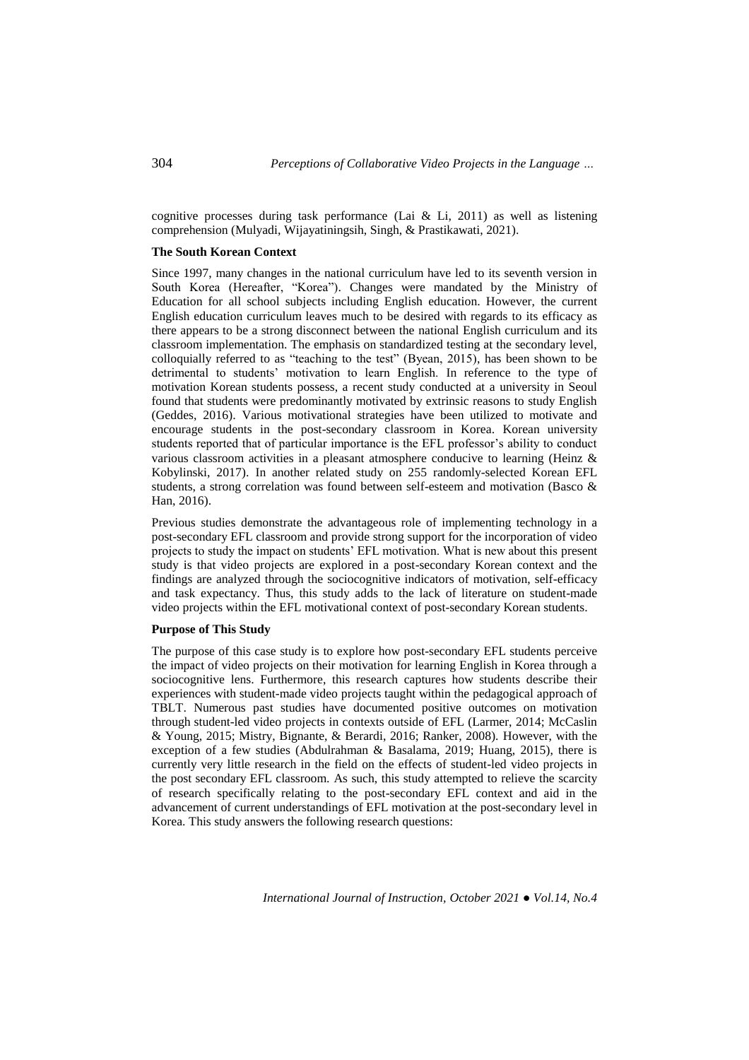cognitive processes during task performance (Lai & Li, 2011) as well as listening comprehension (Mulyadi, Wijayatiningsih, Singh, & Prastikawati, 2021).

**The South Korean Context**

Since 1997, many changes in the national curriculum have led to its seventh version in South Korea (Hereafter, "Korea"). Changes were mandated by the Ministry of Education for all school subjects including English education. However, the current English education curriculum leaves much to be desired with regards to its efficacy as there appears to be a strong disconnect between the national English curriculum and its classroom implementation. The emphasis on standardized testing at the secondary level, colloquially referred to as "teaching to the test" (Byean, 2015), has been shown to be detrimental to students' motivation to learn English. In reference to the type of motivation Korean students possess, a recent study conducted at a university in Seoul found that students were predominantly motivated by extrinsic reasons to study English (Geddes, 2016). Various motivational strategies have been utilized to motivate and encourage students in the post-secondary classroom in Korea. Korean university students reported that of particular importance is the EFL professor's ability to conduct various classroom activities in a pleasant atmosphere conducive to learning (Heinz & Kobylinski, 2017). In another related study on 255 randomly-selected Korean EFL students, a strong correlation was found between self-esteem and motivation (Basco & Han, 2016).

Previous studies demonstrate the advantageous role of implementing technology in a post-secondary EFL classroom and provide strong support for the incorporation of video projects to study the impact on students' EFL motivation. What is new about this present study is that video projects are explored in a post-secondary Korean context and the findings are analyzed through the sociocognitive indicators of motivation, self-efficacy and task expectancy. Thus, this study adds to the lack of literature on student-made video projects within the EFL motivational context of post-secondary Korean students.

**Purpose of This Study**

The purpose of this case study is to explore how post-secondary EFL students perceive the impact of video projects on their motivation for learning English in Korea through a sociocognitive lens. Furthermore, this research captures how students describe their experiences with student-made video projects taught within the pedagogical approach of TBLT. Numerous past studies have documented positive outcomes on motivation through student-led video projects in contexts outside of EFL (Larmer, 2014; McCaslin & Young, 2015; Mistry, Bignante, & Berardi, 2016; Ranker, 2008). However, with the exception of a few studies (Abdulrahman & Basalama, 2019; Huang, 2015), there is currently very little research in the field on the effects of student-led video projects in the post secondary EFL classroom. As such, this study attempted to relieve the scarcity of research specifically relating to the post-secondary EFL context and aid in the advancement of current understandings of EFL motivation at the post-secondary level in Korea. This study answers the following research questions: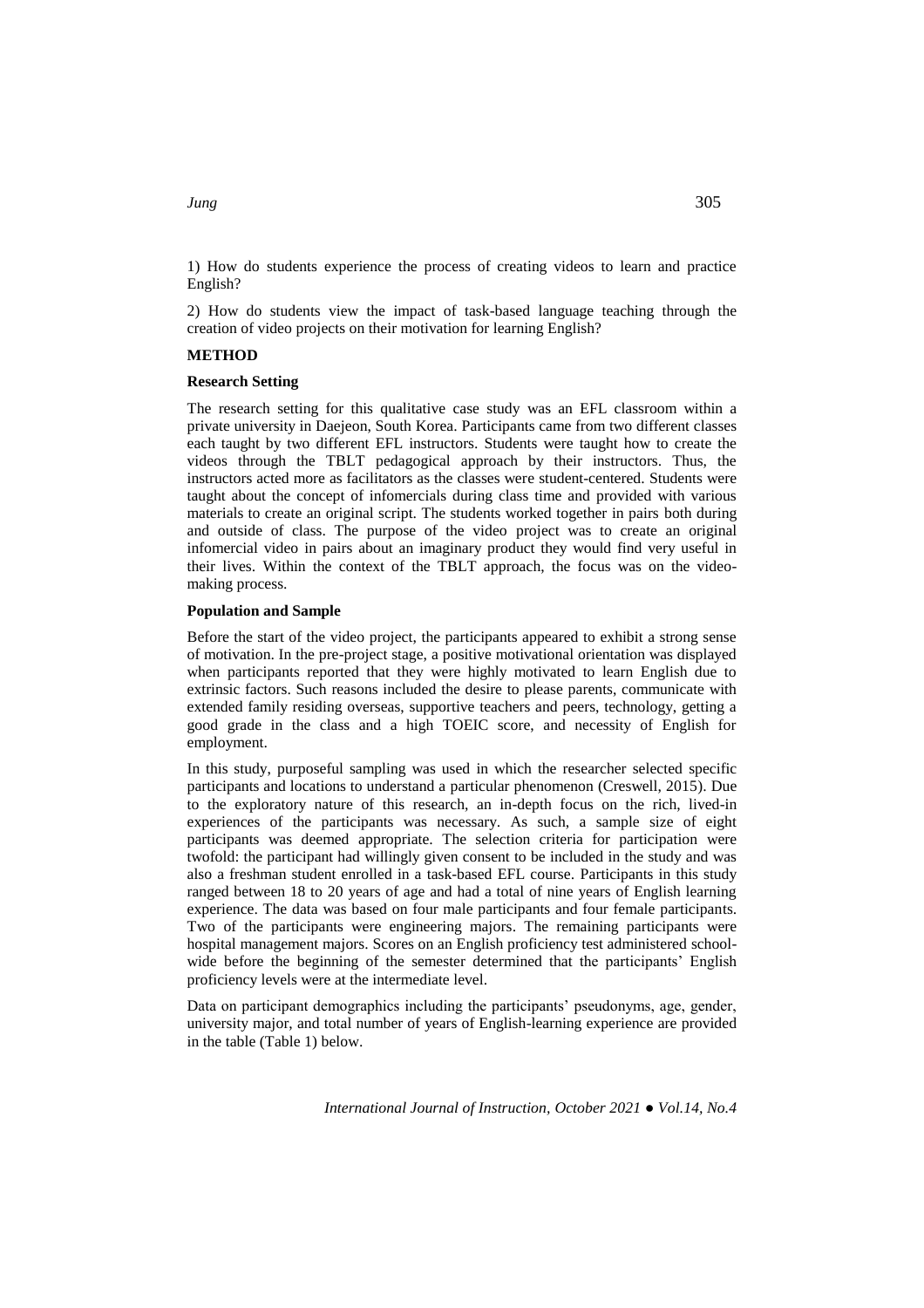1) How do students experience the process of creating videos to learn and practice English?

2) How do students view the impact of task-based language teaching through the creation of video projects on their motivation for learning English?

## METHOD

### Research Setting

The research setting for this qualitative case study was an EFL classroom within a private university in Daejeon, South Korea. Participants came from two different classes each taught by two different EFL instructors. Students were taught how to create the videos through the TBLT pedagogical approach by their instructors. Thus, the instructors acted more as facilitators as the classes were student-centered. Students were taught about the concept of infomercials during class time and provided with various materials to create an original script. The students worked together in pairs both during and outside of class. The purpose of the video project was to create an original infomercial video in pairs about an imaginary product they would find very useful in their lives. Within the context of the TBLT approach, the focus was on the video-making process.

### Population and Sample

Before the start of the video project, the participants appeared to exhibit a strong sense of motivation. In the pre-project stage, a positive motivational orientation was displayed when participants reported that they were highly motivated to learn English due to extrinsic factors. Such reasons included the desire to please parents, communicate with extended family residing overseas, supportive teachers and peers, technology, getting a good grade in the class and a high TOEIC score, and necessity of English for employment.

In this study, purposeful sampling was used in which the researcher selected specific participants and locations to understand a particular phenomenon (Creswell, 2015). Due to the exploratory nature of this research, an in-depth focus on the rich, lived-in experiences of the participants was necessary. As such, a sample size of eight participants was deemed appropriate. The selection criteria for participation were twofold: the participant had willingly given consent to be included in the study and was also a freshman student enrolled in a task-based EFL course. Participants in this study ranged between 18 to 20 years of age and had a total of nine years of English learning experience. The data was based on four male participants and four female participants. Two of the participants were engineering majors. The remaining participants were hospital management majors. Scores on an English proficiency test administered school-wide before the beginning of the semester determined that the participants' English proficiency levels were at the intermediate level.

Data on participant demographics including the participants' pseudonyms, age, gender, university major, and total number of years of English-learning experience are provided in the table (Table 1) below.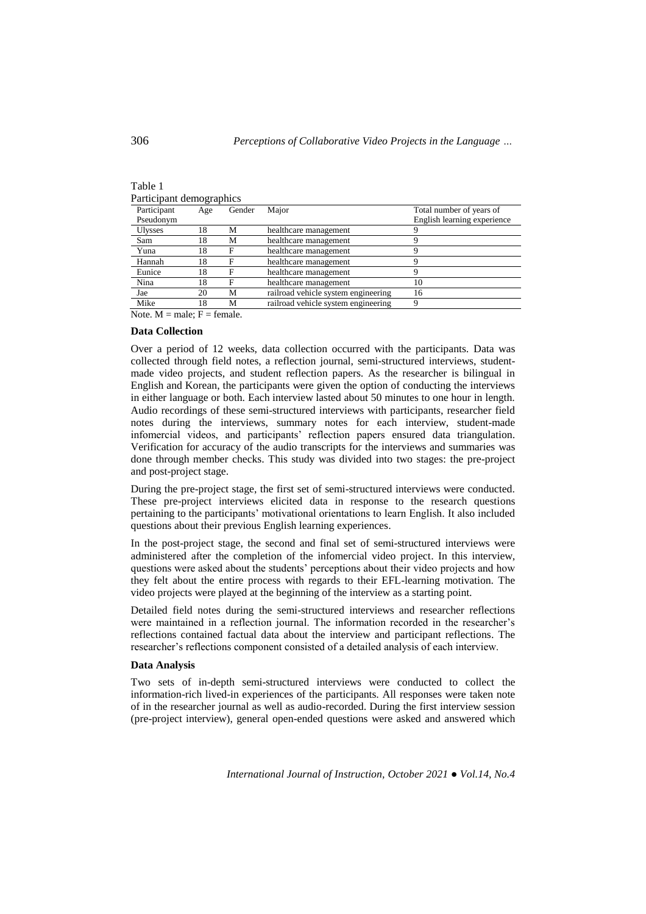Table 1
Participant demographics

| Participant Pseudonym | Age | Gender | Major | Total number of years of English learning experience |
|---|---|---|---|---|
| Ulysses | 18 | M | healthcare management | 9 |
| Sam | 18 | M | healthcare management | 9 |
| Yuna | 18 | F | healthcare management | 9 |
| Hannah | 18 | F | healthcare management | 9 |
| Eunice | 18 | F | healthcare management | 9 |
| Nina | 18 | F | healthcare management | 10 |
| Jae | 20 | M | railroad vehicle system engineering | 16 |
| Mike | 18 | M | railroad vehicle system engineering | 9 |

Note. M = male; F = female.

**Data Collection**

Over a period of 12 weeks, data collection occurred with the participants. Data was collected through field notes, a reflection journal, semi-structured interviews, student-made video projects, and student reflection papers. As the researcher is bilingual in English and Korean, the participants were given the option of conducting the interviews in either language or both. Each interview lasted about 50 minutes to one hour in length. Audio recordings of these semi-structured interviews with participants, researcher field notes during the interviews, summary notes for each interview, student-made infomercial videos, and participants' reflection papers ensured data triangulation. Verification for accuracy of the audio transcripts for the interviews and summaries was done through member checks. This study was divided into two stages: the pre-project and post-project stage.

During the pre-project stage, the first set of semi-structured interviews were conducted. These pre-project interviews elicited data in response to the research questions pertaining to the participants' motivational orientations to learn English. It also included questions about their previous English learning experiences.

In the post-project stage, the second and final set of semi-structured interviews were administered after the completion of the infomercial video project. In this interview, questions were asked about the students' perceptions about their video projects and how they felt about the entire process with regards to their EFL-learning motivation. The video projects were played at the beginning of the interview as a starting point.

Detailed field notes during the semi-structured interviews and researcher reflections were maintained in a reflection journal. The information recorded in the researcher's reflections contained factual data about the interview and participant reflections. The researcher's reflections component consisted of a detailed analysis of each interview.

**Data Analysis**

Two sets of in-depth semi-structured interviews were conducted to collect the information-rich lived-in experiences of the participants. All responses were taken note of in the researcher journal as well as audio-recorded. During the first interview session (pre-project interview), general open-ended questions were asked and answered which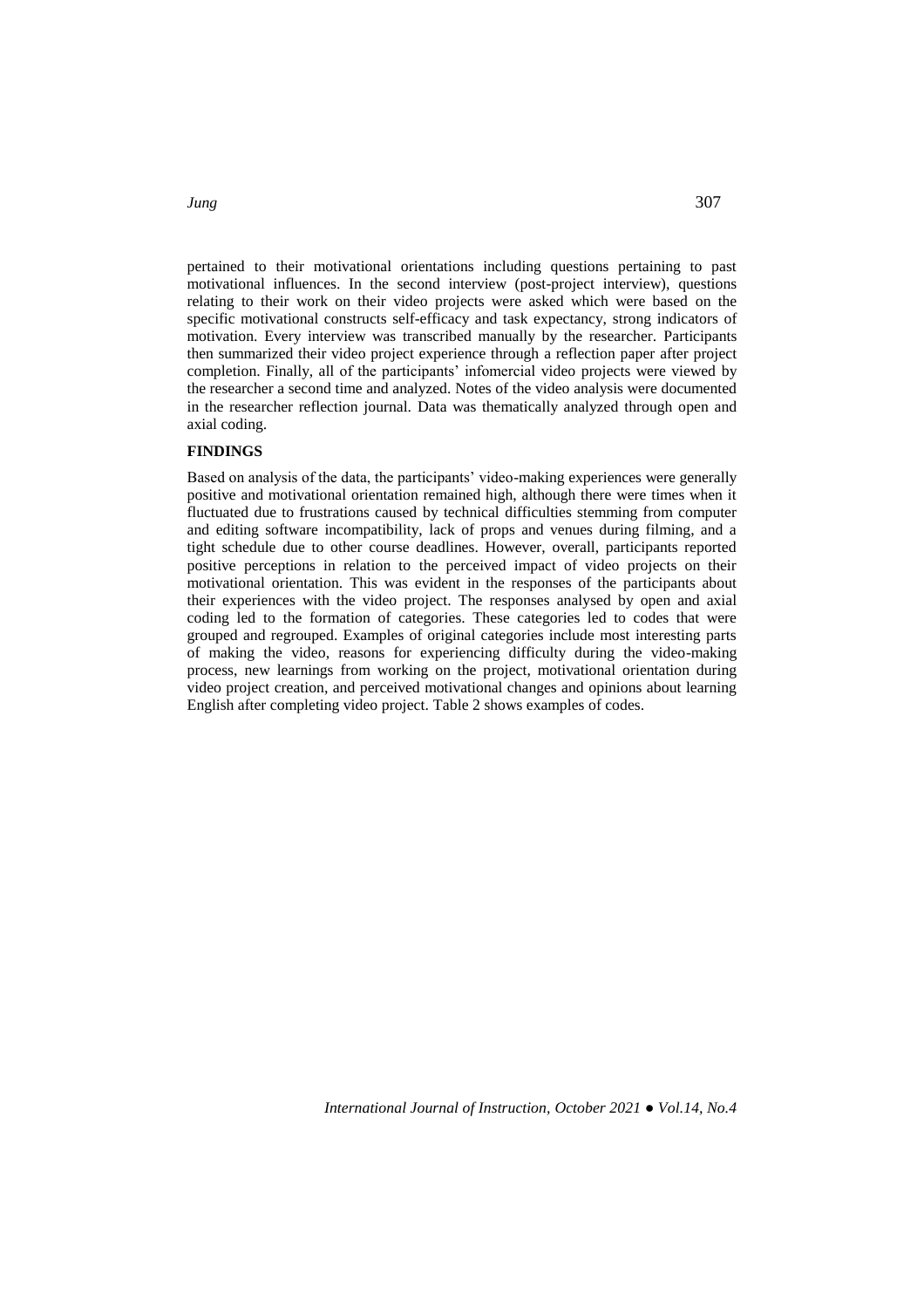pertained to their motivational orientations including questions pertaining to past motivational influences. In the second interview (post-project interview), questions relating to their work on their video projects were asked which were based on the specific motivational constructs self-efficacy and task expectancy, strong indicators of motivation. Every interview was transcribed manually by the researcher. Participants then summarized their video project experience through a reflection paper after project completion. Finally, all of the participants' infomercial video projects were viewed by the researcher a second time and analyzed. Notes of the video analysis were documented in the researcher reflection journal. Data was thematically analyzed through open and axial coding.

## FINDINGS

Based on analysis of the data, the participants' video-making experiences were generally positive and motivational orientation remained high, although there were times when it fluctuated due to frustrations caused by technical difficulties stemming from computer and editing software incompatibility, lack of props and venues during filming, and a tight schedule due to other course deadlines. However, overall, participants reported positive perceptions in relation to the perceived impact of video projects on their motivational orientation. This was evident in the responses of the participants about their experiences with the video project. The responses analysed by open and axial coding led to the formation of categories. These categories led to codes that were grouped and regrouped. Examples of original categories include most interesting parts of making the video, reasons for experiencing difficulty during the video-making process, new learnings from working on the project, motivational orientation during video project creation, and perceived motivational changes and opinions about learning English after completing video project. Table 2 shows examples of codes.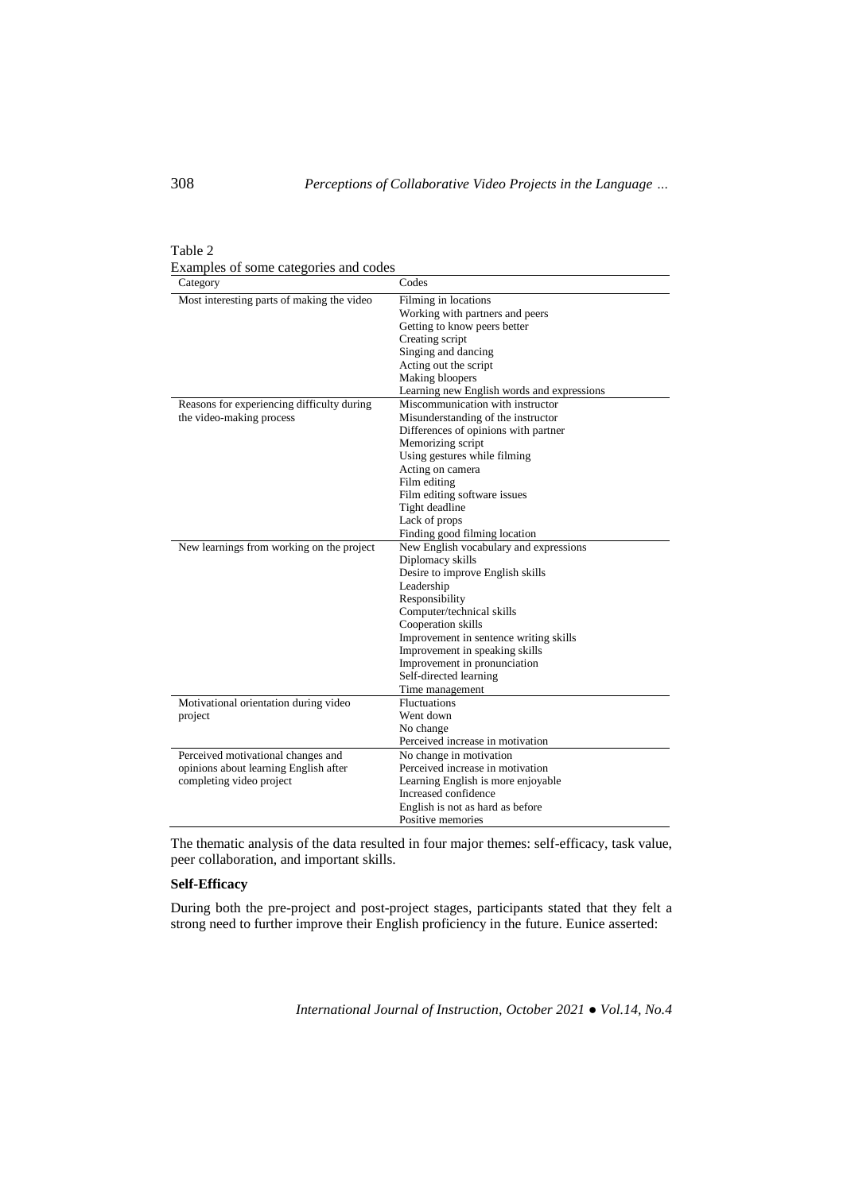Table 2
Examples of some categories and codes

| Category | Codes |
|---|---|
| Most interesting parts of making the video | Filming in locations<br>Working with partners and peers<br>Getting to know peers better<br>Creating script<br>Singing and dancing<br>Acting out the script<br>Making bloopers<br>Learning new English words and expressions |
| Reasons for experiencing difficulty during the video-making process | Miscommunication with instructor<br>Misunderstanding of the instructor<br>Differences of opinions with partner<br>Memorizing script<br>Using gestures while filming<br>Acting on camera<br>Film editing<br>Film editing software issues<br>Tight deadline<br>Lack of props<br>Finding good filming location |
| New learnings from working on the project | New English vocabulary and expressions<br>Diplomacy skills<br>Desire to improve English skills<br>Leadership<br>Responsibility<br>Computer/technical skills<br>Cooperation skills<br>Improvement in sentence writing skills<br>Improvement in speaking skills<br>Improvement in pronunciation<br>Self-directed learning<br>Time management |
| Motivational orientation during video project | Fluctuations<br>Went down<br>No change<br>Perceived increase in motivation |
| Perceived motivational changes and opinions about learning English after completing video project | No change in motivation<br>Perceived increase in motivation<br>Learning English is more enjoyable<br>Increased confidence<br>English is not as hard as before<br>Positive memories |

The thematic analysis of the data resulted in four major themes: self-efficacy, task value, peer collaboration, and important skills.

**Self-Efficacy**

During both the pre-project and post-project stages, participants stated that they felt a strong need to further improve their English proficiency in the future. Eunice asserted: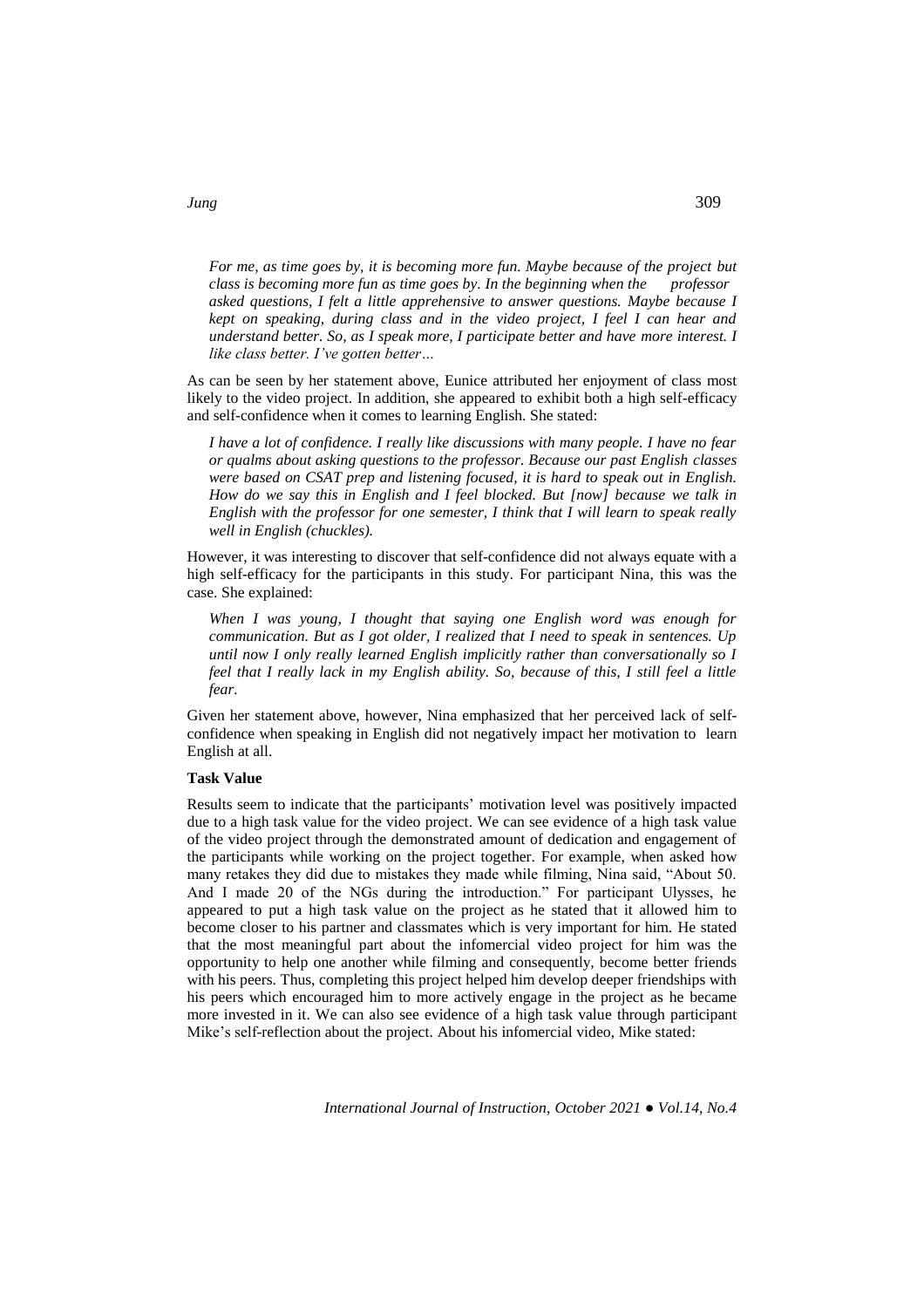*For me, as time goes by, it is becoming more fun. Maybe because of the project but class is becoming more fun as time goes by. In the beginning when the professor asked questions, I felt a little apprehensive to answer questions. Maybe because I kept on speaking, during class and in the video project, I feel I can hear and understand better. So, as I speak more, I participate better and have more interest. I like class better. I've gotten better…*

As can be seen by her statement above, Eunice attributed her enjoyment of class most likely to the video project. In addition, she appeared to exhibit both a high self-efficacy and self-confidence when it comes to learning English. She stated:

*I have a lot of confidence. I really like discussions with many people. I have no fear or qualms about asking questions to the professor. Because our past English classes were based on CSAT prep and listening focused, it is hard to speak out in English. How do we say this in English and I feel blocked. But [now] because we talk in English with the professor for one semester, I think that I will learn to speak really well in English (chuckles).*

However, it was interesting to discover that self-confidence did not always equate with a high self-efficacy for the participants in this study. For participant Nina, this was the case. She explained:

*When I was young, I thought that saying one English word was enough for communication. But as I got older, I realized that I need to speak in sentences. Up until now I only really learned English implicitly rather than conversationally so I feel that I really lack in my English ability. So, because of this, I still feel a little fear.*

Given her statement above, however, Nina emphasized that her perceived lack of self-confidence when speaking in English did not negatively impact her motivation to learn English at all.

**Task Value**

Results seem to indicate that the participants' motivation level was positively impacted due to a high task value for the video project. We can see evidence of a high task value of the video project through the demonstrated amount of dedication and engagement of the participants while working on the project together. For example, when asked how many retakes they did due to mistakes they made while filming, Nina said, "About 50. And I made 20 of the NGs during the introduction." For participant Ulysses, he appeared to put a high task value on the project as he stated that it allowed him to become closer to his partner and classmates which is very important for him. He stated that the most meaningful part about the infomercial video project for him was the opportunity to help one another while filming and consequently, become better friends with his peers. Thus, completing this project helped him develop deeper friendships with his peers which encouraged him to more actively engage in the project as he became more invested in it. We can also see evidence of a high task value through participant Mike's self-reflection about the project. About his infomercial video, Mike stated: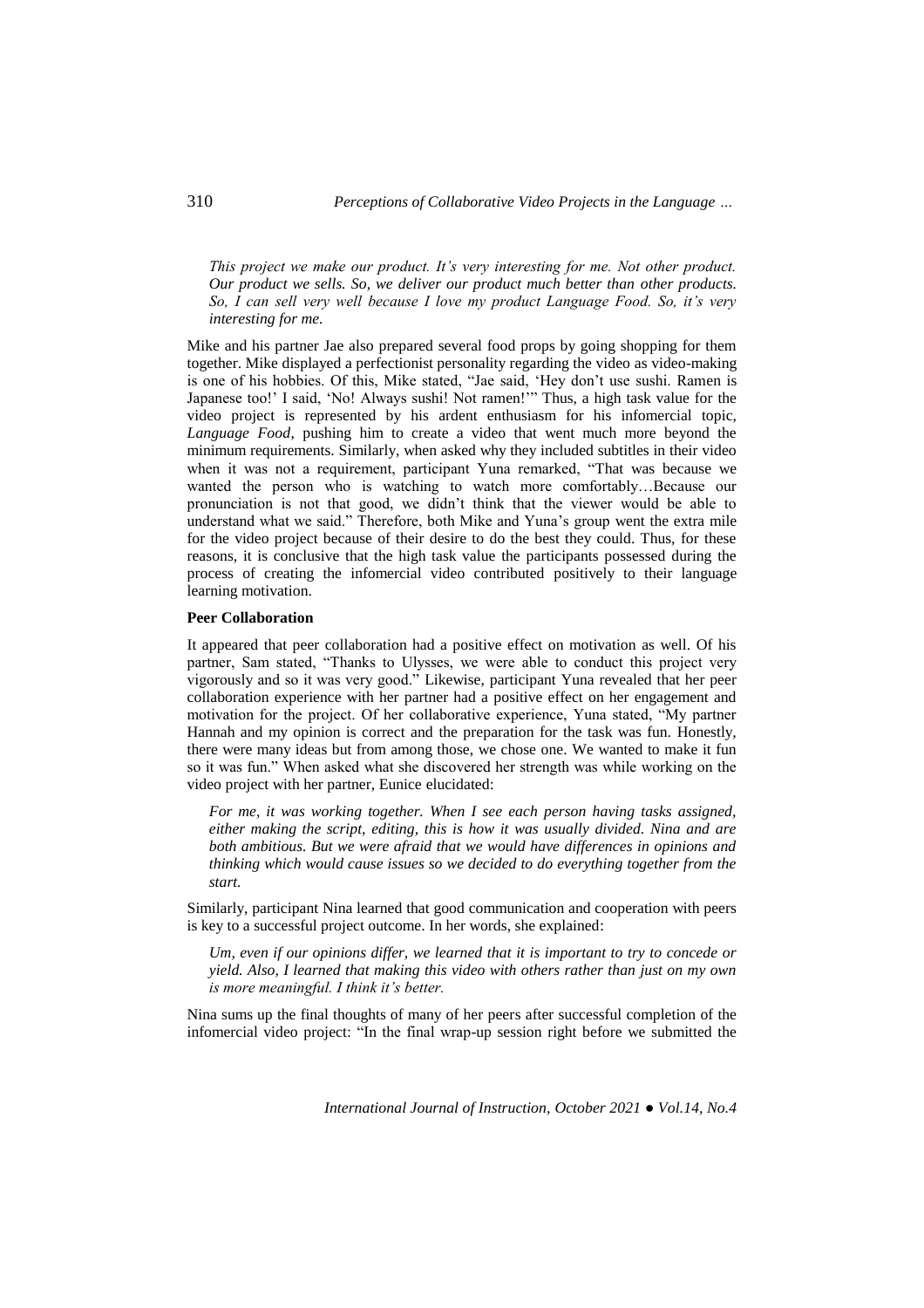*This project we make our product. It's very interesting for me. Not other product. Our product we sells. So, we deliver our product much better than other products. So, I can sell very well because I love my product Language Food. So, it's very interesting for me.*

Mike and his partner Jae also prepared several food props by going shopping for them together. Mike displayed a perfectionist personality regarding the video as video-making is one of his hobbies. Of this, Mike stated, "Jae said, 'Hey don't use sushi. Ramen is Japanese too!' I said, 'No! Always sushi! Not ramen!'" Thus, a high task value for the video project is represented by his ardent enthusiasm for his infomercial topic, *Language Food*, pushing him to create a video that went much more beyond the minimum requirements. Similarly, when asked why they included subtitles in their video when it was not a requirement, participant Yuna remarked, "That was because we wanted the person who is watching to watch more comfortably…Because our pronunciation is not that good, we didn't think that the viewer would be able to understand what we said." Therefore, both Mike and Yuna's group went the extra mile for the video project because of their desire to do the best they could. Thus, for these reasons, it is conclusive that the high task value the participants possessed during the process of creating the infomercial video contributed positively to their language learning motivation.

**Peer Collaboration**

It appeared that peer collaboration had a positive effect on motivation as well. Of his partner, Sam stated, "Thanks to Ulysses, we were able to conduct this project very vigorously and so it was very good." Likewise, participant Yuna revealed that her peer collaboration experience with her partner had a positive effect on her engagement and motivation for the project. Of her collaborative experience, Yuna stated, "My partner Hannah and my opinion is correct and the preparation for the task was fun. Honestly, there were many ideas but from among those, we chose one. We wanted to make it fun so it was fun." When asked what she discovered her strength was while working on the video project with her partner, Eunice elucidated:

*For me, it was working together. When I see each person having tasks assigned, either making the script, editing, this is how it was usually divided. Nina and are both ambitious. But we were afraid that we would have differences in opinions and thinking which would cause issues so we decided to do everything together from the start.*

Similarly, participant Nina learned that good communication and cooperation with peers is key to a successful project outcome. In her words, she explained:

*Um, even if our opinions differ, we learned that it is important to try to concede or yield. Also, I learned that making this video with others rather than just on my own is more meaningful. I think it's better.*

Nina sums up the final thoughts of many of her peers after successful completion of the infomercial video project: "In the final wrap-up session right before we submitted the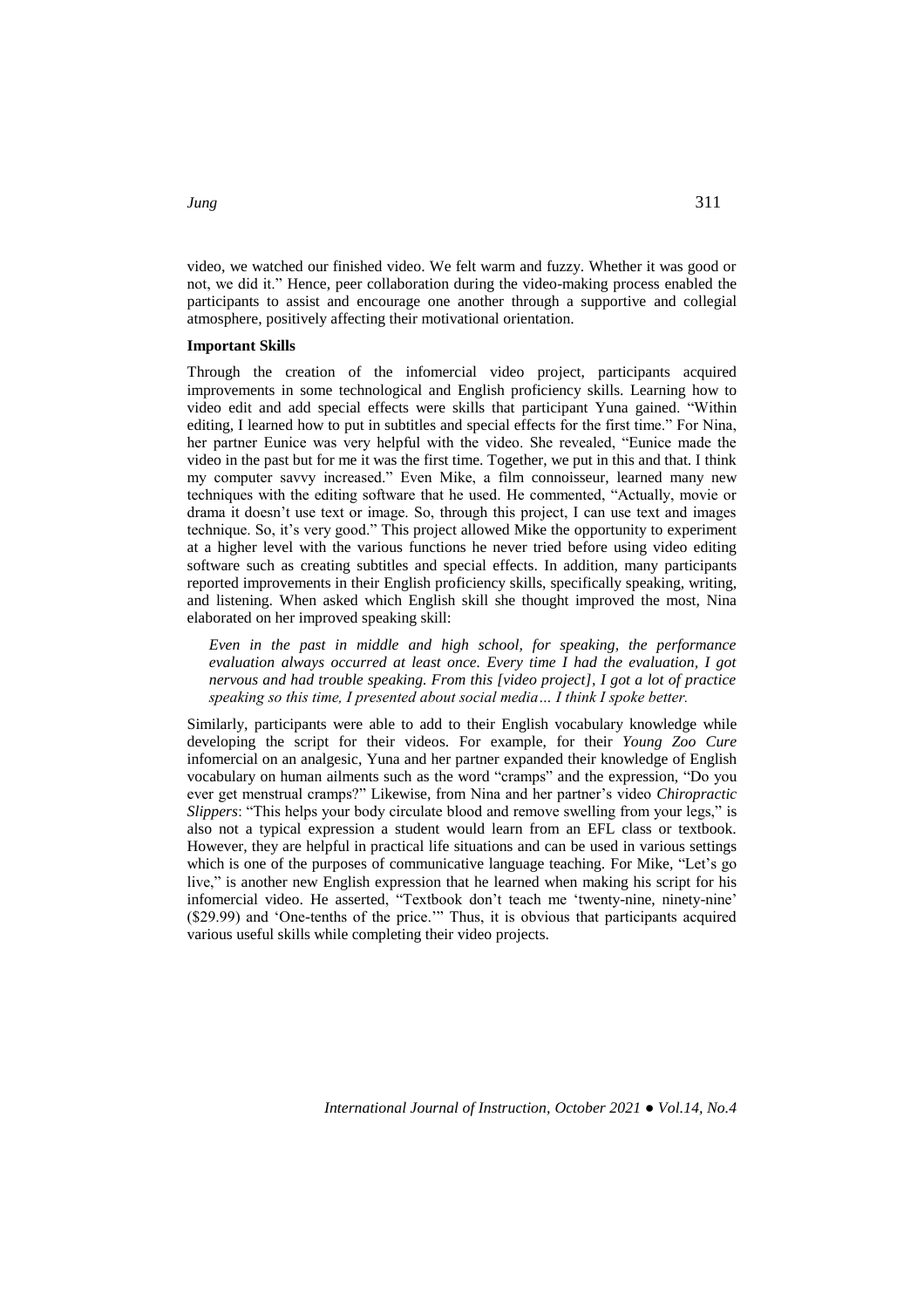video, we watched our finished video. We felt warm and fuzzy. Whether it was good or not, we did it." Hence, peer collaboration during the video-making process enabled the participants to assist and encourage one another through a supportive and collegial atmosphere, positively affecting their motivational orientation.

**Important Skills**

Through the creation of the infomercial video project, participants acquired improvements in some technological and English proficiency skills. Learning how to video edit and add special effects were skills that participant Yuna gained. "Within editing, I learned how to put in subtitles and special effects for the first time." For Nina, her partner Eunice was very helpful with the video. She revealed, "Eunice made the video in the past but for me it was the first time. Together, we put in this and that. I think my computer savvy increased." Even Mike, a film connoisseur, learned many new techniques with the editing software that he used. He commented, "Actually, movie or drama it doesn't use text or image. So, through this project, I can use text and images technique. So, it's very good." This project allowed Mike the opportunity to experiment at a higher level with the various functions he never tried before using video editing software such as creating subtitles and special effects. In addition, many participants reported improvements in their English proficiency skills, specifically speaking, writing, and listening. When asked which English skill she thought improved the most, Nina elaborated on her improved speaking skill:

> *Even in the past in middle and high school, for speaking, the performance evaluation always occurred at least once. Every time I had the evaluation, I got nervous and had trouble speaking. From this [video project], I got a lot of practice speaking so this time, I presented about social media… I think I spoke better.*

Similarly, participants were able to add to their English vocabulary knowledge while developing the script for their videos. For example, for their *Young Zoo Cure* infomercial on an analgesic, Yuna and her partner expanded their knowledge of English vocabulary on human ailments such as the word "cramps" and the expression, "Do you ever get menstrual cramps?" Likewise, from Nina and her partner's video *Chiropractic Slippers*: "This helps your body circulate blood and remove swelling from your legs," is also not a typical expression a student would learn from an EFL class or textbook. However, they are helpful in practical life situations and can be used in various settings which is one of the purposes of communicative language teaching. For Mike, "Let's go live," is another new English expression that he learned when making his script for his infomercial video. He asserted, "Textbook don't teach me 'twenty-nine, ninety-nine' ($29.99) and 'One-tenths of the price.'" Thus, it is obvious that participants acquired various useful skills while completing their video projects.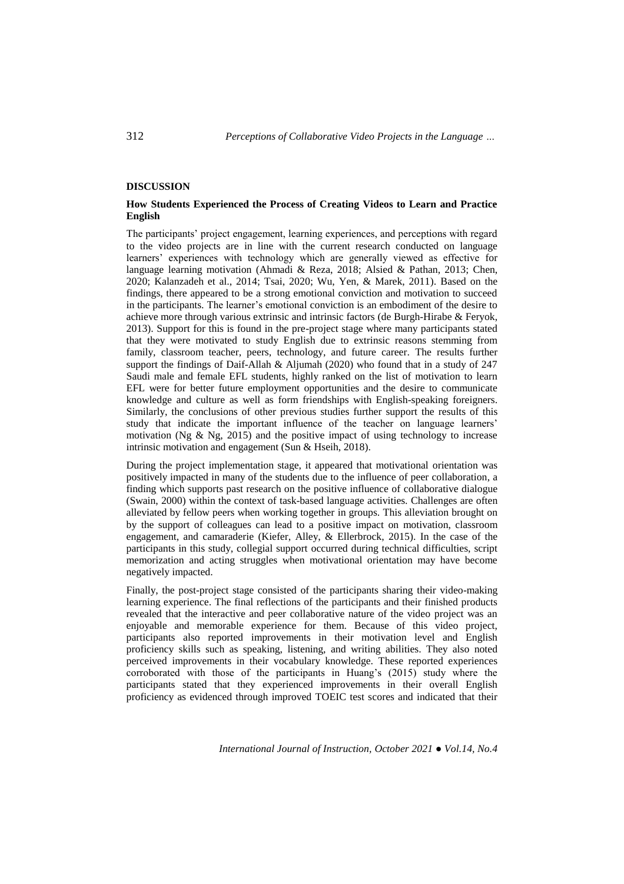## DISCUSSION

### How Students Experienced the Process of Creating Videos to Learn and Practice English

The participants' project engagement, learning experiences, and perceptions with regard to the video projects are in line with the current research conducted on language learners' experiences with technology which are generally viewed as effective for language learning motivation (Ahmadi & Reza, 2018; Alsied & Pathan, 2013; Chen, 2020; Kalanzadeh et al., 2014; Tsai, 2020; Wu, Yen, & Marek, 2011). Based on the findings, there appeared to be a strong emotional conviction and motivation to succeed in the participants. The learner's emotional conviction is an embodiment of the desire to achieve more through various extrinsic and intrinsic factors (de Burgh-Hirabe & Feryok, 2013). Support for this is found in the pre-project stage where many participants stated that they were motivated to study English due to extrinsic reasons stemming from family, classroom teacher, peers, technology, and future career. The results further support the findings of Daif-Allah & Aljumah (2020) who found that in a study of 247 Saudi male and female EFL students, highly ranked on the list of motivation to learn EFL were for better future employment opportunities and the desire to communicate knowledge and culture as well as form friendships with English-speaking foreigners. Similarly, the conclusions of other previous studies further support the results of this study that indicate the important influence of the teacher on language learners' motivation (Ng & Ng, 2015) and the positive impact of using technology to increase intrinsic motivation and engagement (Sun & Hseih, 2018).

During the project implementation stage, it appeared that motivational orientation was positively impacted in many of the students due to the influence of peer collaboration, a finding which supports past research on the positive influence of collaborative dialogue (Swain, 2000) within the context of task-based language activities. Challenges are often alleviated by fellow peers when working together in groups. This alleviation brought on by the support of colleagues can lead to a positive impact on motivation, classroom engagement, and camaraderie (Kiefer, Alley, & Ellerbrock, 2015). In the case of the participants in this study, collegial support occurred during technical difficulties, script memorization and acting struggles when motivational orientation may have become negatively impacted.

Finally, the post-project stage consisted of the participants sharing their video-making learning experience. The final reflections of the participants and their finished products revealed that the interactive and peer collaborative nature of the video project was an enjoyable and memorable experience for them. Because of this video project, participants also reported improvements in their motivation level and English proficiency skills such as speaking, listening, and writing abilities. They also noted perceived improvements in their vocabulary knowledge. These reported experiences corroborated with those of the participants in Huang's (2015) study where the participants stated that they experienced improvements in their overall English proficiency as evidenced through improved TOEIC test scores and indicated that their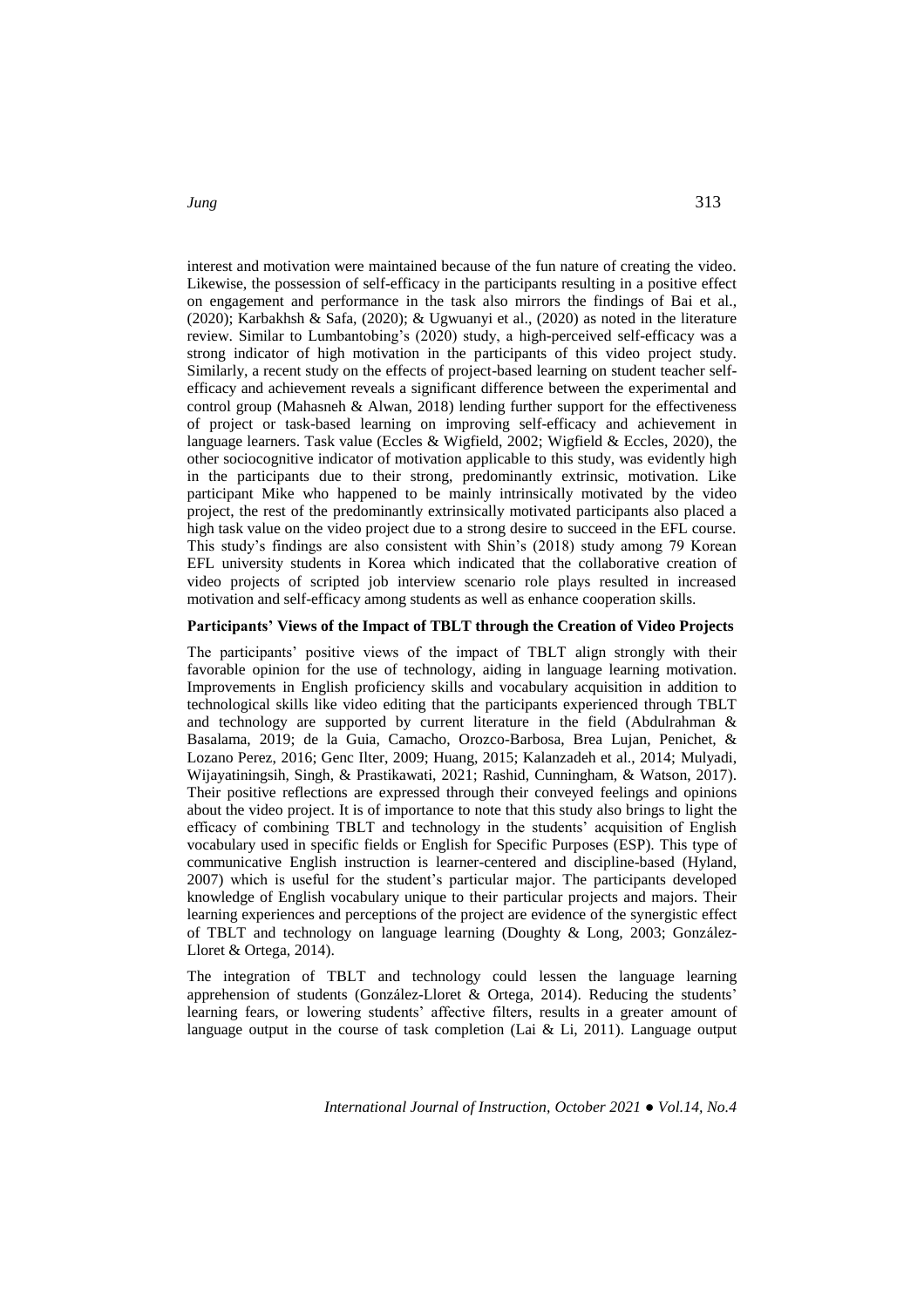interest and motivation were maintained because of the fun nature of creating the video. Likewise, the possession of self-efficacy in the participants resulting in a positive effect on engagement and performance in the task also mirrors the findings of Bai et al., (2020); Karbakhsh & Safa, (2020); & Ugwuanyi et al., (2020) as noted in the literature review. Similar to Lumbantobing's (2020) study, a high-perceived self-efficacy was a strong indicator of high motivation in the participants of this video project study. Similarly, a recent study on the effects of project-based learning on student teacher self-efficacy and achievement reveals a significant difference between the experimental and control group (Mahasneh & Alwan, 2018) lending further support for the effectiveness of project or task-based learning on improving self-efficacy and achievement in language learners. Task value (Eccles & Wigfield, 2002; Wigfield & Eccles, 2020), the other sociocognitive indicator of motivation applicable to this study, was evidently high in the participants due to their strong, predominantly extrinsic, motivation. Like participant Mike who happened to be mainly intrinsically motivated by the video project, the rest of the predominantly extrinsically motivated participants also placed a high task value on the video project due to a strong desire to succeed in the EFL course. This study's findings are also consistent with Shin's (2018) study among 79 Korean EFL university students in Korea which indicated that the collaborative creation of video projects of scripted job interview scenario role plays resulted in increased motivation and self-efficacy among students as well as enhance cooperation skills.

**Participants' Views of the Impact of TBLT through the Creation of Video Projects**

The participants' positive views of the impact of TBLT align strongly with their favorable opinion for the use of technology, aiding in language learning motivation. Improvements in English proficiency skills and vocabulary acquisition in addition to technological skills like video editing that the participants experienced through TBLT and technology are supported by current literature in the field (Abdulrahman & Basalama, 2019; de la Guia, Camacho, Orozco-Barbosa, Brea Lujan, Penichet, & Lozano Perez, 2016; Genc Ilter, 2009; Huang, 2015; Kalanzadeh et al., 2014; Mulyadi, Wijayatiningsih, Singh, & Prastikawati, 2021; Rashid, Cunningham, & Watson, 2017). Their positive reflections are expressed through their conveyed feelings and opinions about the video project. It is of importance to note that this study also brings to light the efficacy of combining TBLT and technology in the students' acquisition of English vocabulary used in specific fields or English for Specific Purposes (ESP). This type of communicative English instruction is learner-centered and discipline-based (Hyland, 2007) which is useful for the student's particular major. The participants developed knowledge of English vocabulary unique to their particular projects and majors. Their learning experiences and perceptions of the project are evidence of the synergistic effect of TBLT and technology on language learning (Doughty & Long, 2003; González-Lloret & Ortega, 2014).

The integration of TBLT and technology could lessen the language learning apprehension of students (González-Lloret & Ortega, 2014). Reducing the students' learning fears, or lowering students' affective filters, results in a greater amount of language output in the course of task completion (Lai & Li, 2011). Language output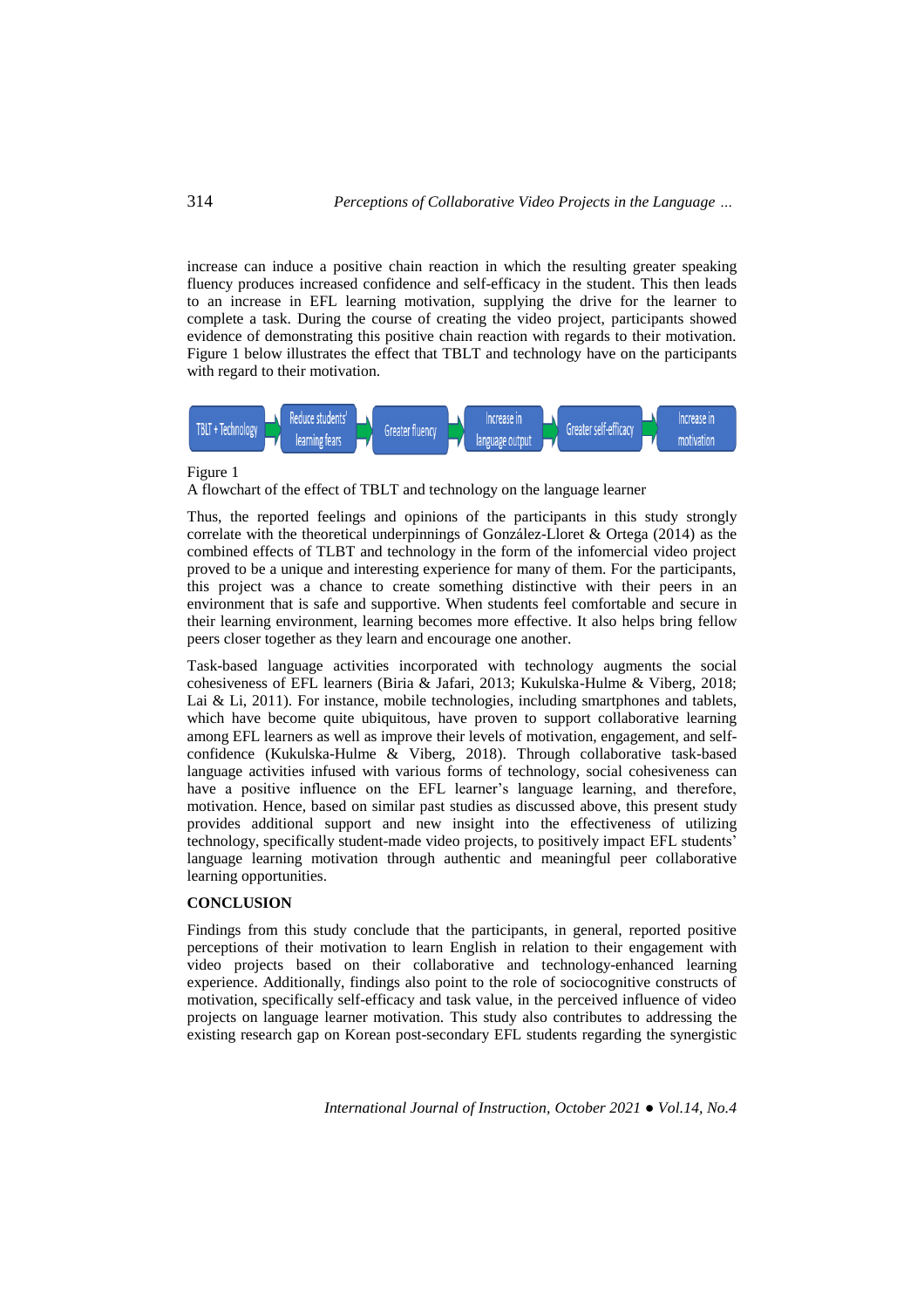increase can induce a positive chain reaction in which the resulting greater speaking fluency produces increased confidence and self-efficacy in the student. This then leads to an increase in EFL learning motivation, supplying the drive for the learner to complete a task. During the course of creating the video project, participants showed evidence of demonstrating this positive chain reaction with regards to their motivation. Figure 1 below illustrates the effect that TBLT and technology have on the participants with regard to their motivation.

TBLT + Technology → Reduce students' learning fears → Greater fluency → Increase in language output → Greater self-efficacy → Increase in motivation

Figure 1
A flowchart of the effect of TBLT and technology on the language learner

Thus, the reported feelings and opinions of the participants in this study strongly correlate with the theoretical underpinnings of González-Lloret & Ortega (2014) as the combined effects of TLBT and technology in the form of the infomercial video project proved to be a unique and interesting experience for many of them. For the participants, this project was a chance to create something distinctive with their peers in an environment that is safe and supportive. When students feel comfortable and secure in their learning environment, learning becomes more effective. It also helps bring fellow peers closer together as they learn and encourage one another.

Task-based language activities incorporated with technology augments the social cohesiveness of EFL learners (Biria & Jafari, 2013; Kukulska-Hulme & Viberg, 2018; Lai & Li, 2011). For instance, mobile technologies, including smartphones and tablets, which have become quite ubiquitous, have proven to support collaborative learning among EFL learners as well as improve their levels of motivation, engagement, and self-confidence (Kukulska-Hulme & Viberg, 2018). Through collaborative task-based language activities infused with various forms of technology, social cohesiveness can have a positive influence on the EFL learner's language learning, and therefore, motivation. Hence, based on similar past studies as discussed above, this present study provides additional support and new insight into the effectiveness of utilizing technology, specifically student-made video projects, to positively impact EFL students' language learning motivation through authentic and meaningful peer collaborative learning opportunities.

## CONCLUSION

Findings from this study conclude that the participants, in general, reported positive perceptions of their motivation to learn English in relation to their engagement with video projects based on their collaborative and technology-enhanced learning experience. Additionally, findings also point to the role of sociocognitive constructs of motivation, specifically self-efficacy and task value, in the perceived influence of video projects on language learner motivation. This study also contributes to addressing the existing research gap on Korean post-secondary EFL students regarding the synergistic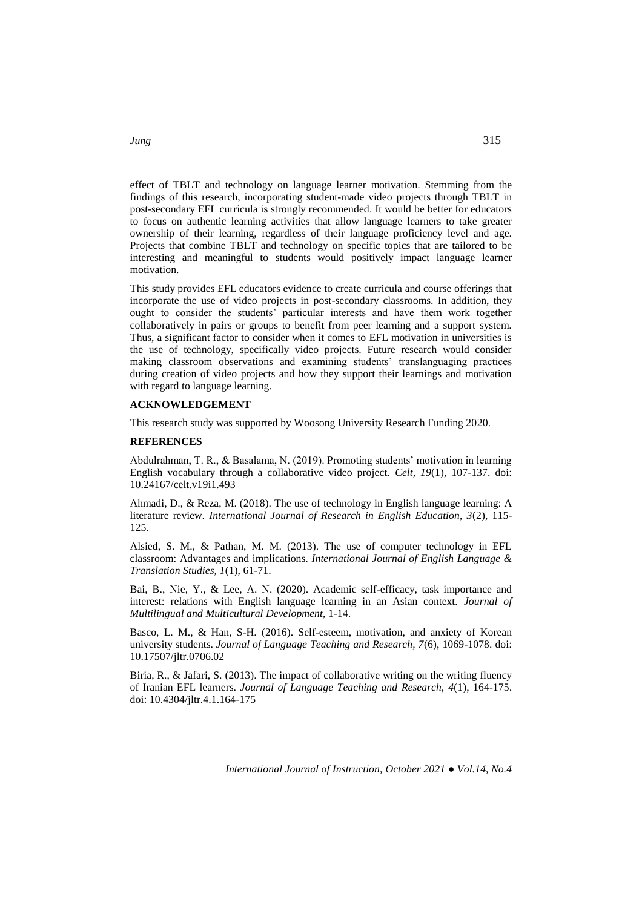effect of TBLT and technology on language learner motivation. Stemming from the findings of this research, incorporating student-made video projects through TBLT in post-secondary EFL curricula is strongly recommended. It would be better for educators to focus on authentic learning activities that allow language learners to take greater ownership of their learning, regardless of their language proficiency level and age. Projects that combine TBLT and technology on specific topics that are tailored to be interesting and meaningful to students would positively impact language learner motivation.

This study provides EFL educators evidence to create curricula and course offerings that incorporate the use of video projects in post-secondary classrooms. In addition, they ought to consider the students' particular interests and have them work together collaboratively in pairs or groups to benefit from peer learning and a support system. Thus, a significant factor to consider when it comes to EFL motivation in universities is the use of technology, specifically video projects. Future research would consider making classroom observations and examining students' translanguaging practices during creation of video projects and how they support their learnings and motivation with regard to language learning.

## ACKNOWLEDGEMENT

This research study was supported by Woosong University Research Funding 2020.

## REFERENCES

Abdulrahman, T. R., & Basalama, N. (2019). Promoting students' motivation in learning English vocabulary through a collaborative video project. *Celt, 19*(1), 107-137. doi: 10.24167/celt.v19i1.493

Ahmadi, D., & Reza, M. (2018). The use of technology in English language learning: A literature review. *International Journal of Research in English Education, 3*(2), 115-125.

Alsied, S. M., & Pathan, M. M. (2013). The use of computer technology in EFL classroom: Advantages and implications. *International Journal of English Language & Translation Studies, 1*(1), 61-71.

Bai, B., Nie, Y., & Lee, A. N. (2020). Academic self-efficacy, task importance and interest: relations with English language learning in an Asian context. *Journal of Multilingual and Multicultural Development*, 1-14.

Basco, L. M., & Han, S-H. (2016). Self-esteem, motivation, and anxiety of Korean university students. *Journal of Language Teaching and Research, 7*(6), 1069-1078. doi: 10.17507/jltr.0706.02

Biria, R., & Jafari, S. (2013). The impact of collaborative writing on the writing fluency of Iranian EFL learners. *Journal of Language Teaching and Research, 4*(1), 164-175. doi: 10.4304/jltr.4.1.164-175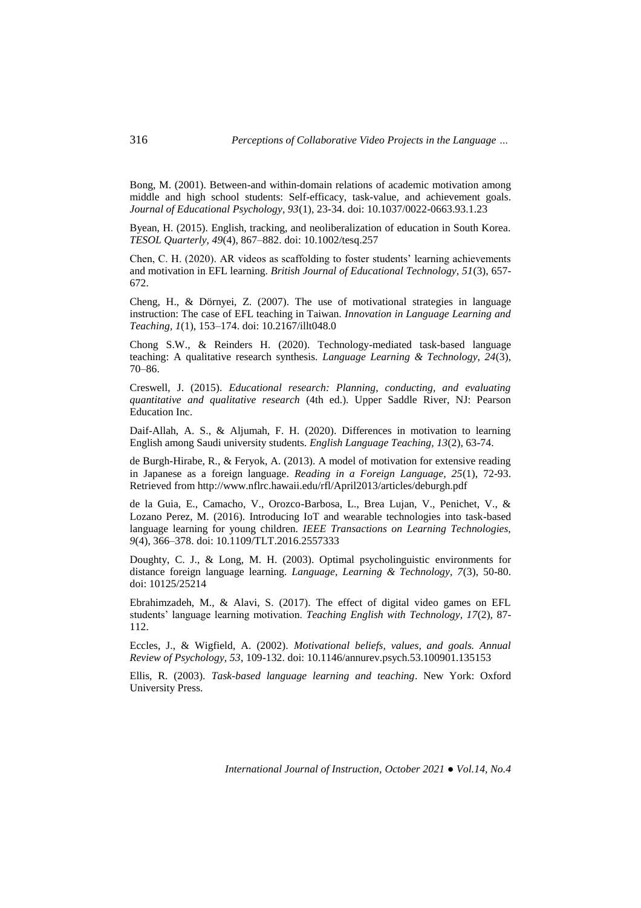Bong, M. (2001). Between-and within-domain relations of academic motivation among middle and high school students: Self-efficacy, task-value, and achievement goals. *Journal of Educational Psychology, 93*(1), 23-34. doi: 10.1037/0022-0663.93.1.23

Byean, H. (2015). English, tracking, and neoliberalization of education in South Korea. *TESOL Quarterly, 49*(4), 867–882. doi: 10.1002/tesq.257

Chen, C. H. (2020). AR videos as scaffolding to foster students' learning achievements and motivation in EFL learning. *British Journal of Educational Technology, 51*(3), 657-672.

Cheng, H., & Dörnyei, Z. (2007). The use of motivational strategies in language instruction: The case of EFL teaching in Taiwan. *Innovation in Language Learning and Teaching, 1*(1), 153–174. doi: 10.2167/illt048.0

Chong S.W., & Reinders H. (2020). Technology-mediated task-based language teaching: A qualitative research synthesis. *Language Learning & Technology, 24*(3), 70–86.

Creswell, J. (2015). *Educational research: Planning, conducting, and evaluating quantitative and qualitative research* (4th ed.). Upper Saddle River, NJ: Pearson Education Inc.

Daif-Allah, A. S., & Aljumah, F. H. (2020). Differences in motivation to learning English among Saudi university students. *English Language Teaching, 13*(2), 63-74.

de Burgh-Hirabe, R., & Feryok, A. (2013). A model of motivation for extensive reading in Japanese as a foreign language. *Reading in a Foreign Language, 25*(1), 72-93. Retrieved from http://www.nflrc.hawaii.edu/rfl/April2013/articles/deburgh.pdf

de la Guia, E., Camacho, V., Orozco-Barbosa, L., Brea Lujan, V., Penichet, V., & Lozano Perez, M. (2016). Introducing IoT and wearable technologies into task-based language learning for young children. *IEEE Transactions on Learning Technologies, 9*(4), 366–378. doi: 10.1109/TLT.2016.2557333

Doughty, C. J., & Long, M. H. (2003). Optimal psycholinguistic environments for distance foreign language learning. *Language, Learning & Technology, 7*(3), 50-80. doi: 10125/25214

Ebrahimzadeh, M., & Alavi, S. (2017). The effect of digital video games on EFL students' language learning motivation. *Teaching English with Technology, 17*(2), 87-112.

Eccles, J., & Wigfield, A. (2002). *Motivational beliefs, values, and goals. Annual Review of Psychology, 53*, 109-132. doi: 10.1146/annurev.psych.53.100901.135153

Ellis, R. (2003). *Task-based language learning and teaching*. New York: Oxford University Press.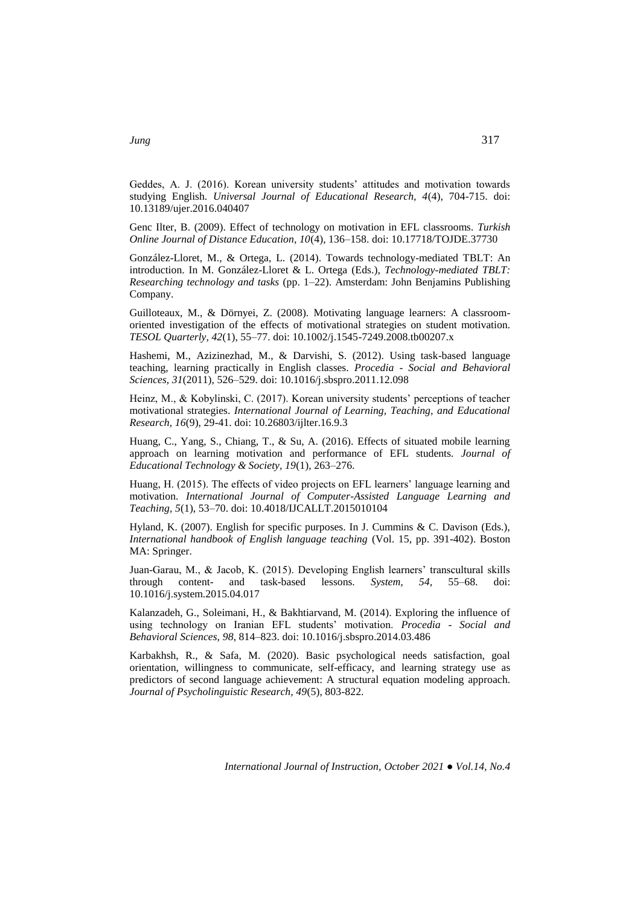Geddes, A. J. (2016). Korean university students' attitudes and motivation towards studying English. *Universal Journal of Educational Research, 4*(4), 704-715. doi: 10.13189/ujer.2016.040407

Genc Ilter, B. (2009). Effect of technology on motivation in EFL classrooms. *Turkish Online Journal of Distance Education, 10*(4), 136–158. doi: 10.17718/TOJDE.37730

González-Lloret, M., & Ortega, L. (2014). Towards technology-mediated TBLT: An introduction. In M. González-Lloret & L. Ortega (Eds.), *Technology-mediated TBLT: Researching technology and tasks* (pp. 1–22). Amsterdam: John Benjamins Publishing Company.

Guilloteaux, M., & Dörnyei, Z. (2008). Motivating language learners: A classroom-oriented investigation of the effects of motivational strategies on student motivation. *TESOL Quarterly, 42*(1), 55–77. doi: 10.1002/j.1545-7249.2008.tb00207.x

Hashemi, M., Azizinezhad, M., & Darvishi, S. (2012). Using task-based language teaching, learning practically in English classes. *Procedia - Social and Behavioral Sciences, 31*(2011), 526–529. doi: 10.1016/j.sbspro.2011.12.098

Heinz, M., & Kobylinski, C. (2017). Korean university students' perceptions of teacher motivational strategies. *International Journal of Learning, Teaching, and Educational Research, 16*(9), 29-41. doi: 10.26803/ijlter.16.9.3

Huang, C., Yang, S., Chiang, T., & Su, A. (2016). Effects of situated mobile learning approach on learning motivation and performance of EFL students. *Journal of Educational Technology & Society, 19*(1), 263–276.

Huang, H. (2015). The effects of video projects on EFL learners' language learning and motivation. *International Journal of Computer-Assisted Language Learning and Teaching, 5*(1), 53–70. doi: 10.4018/IJCALLT.2015010104

Hyland, K. (2007). English for specific purposes. In J. Cummins & C. Davison (Eds.), *International handbook of English language teaching* (Vol. 15, pp. 391-402). Boston MA: Springer.

Juan-Garau, M., & Jacob, K. (2015). Developing English learners' transcultural skills through content- and task-based lessons. *System, 54,* 55–68. doi: 10.1016/j.system.2015.04.017

Kalanzadeh, G., Soleimani, H., & Bakhtiarvand, M. (2014). Exploring the influence of using technology on Iranian EFL students' motivation. *Procedia - Social and Behavioral Sciences, 98*, 814–823. doi: 10.1016/j.sbspro.2014.03.486

Karbakhsh, R., & Safa, M. (2020). Basic psychological needs satisfaction, goal orientation, willingness to communicate, self-efficacy, and learning strategy use as predictors of second language achievement: A structural equation modeling approach. *Journal of Psycholinguistic Research, 49*(5), 803-822.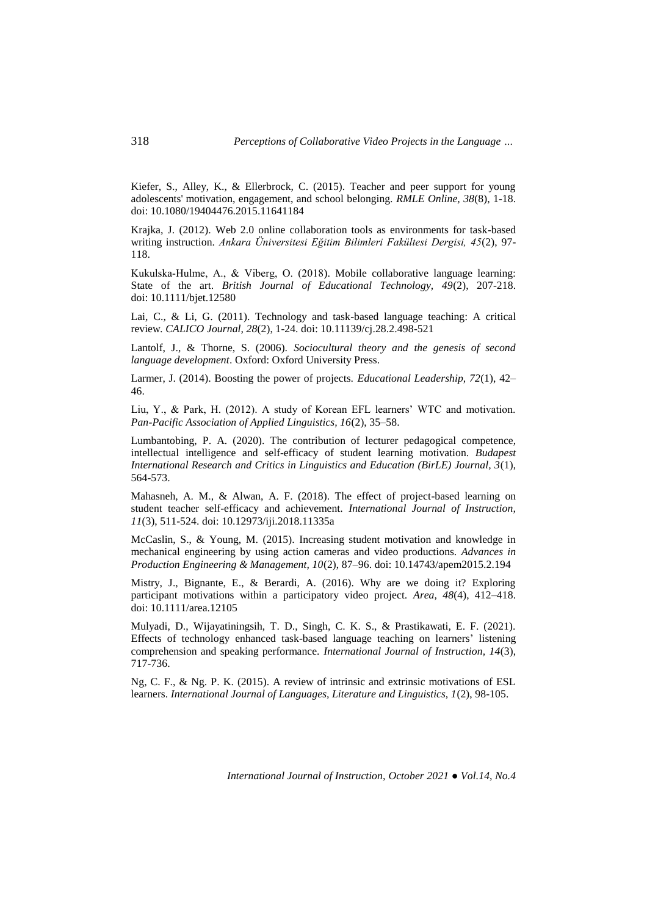Kiefer, S., Alley, K., & Ellerbrock, C. (2015). Teacher and peer support for young adolescents' motivation, engagement, and school belonging. *RMLE Online, 38*(8), 1-18. doi: 10.1080/19404476.2015.11641184

Krajka, J. (2012). Web 2.0 online collaboration tools as environments for task-based writing instruction. *Ankara Üniversitesi Eğitim Bilimleri Fakültesi Dergisi, 45*(2), 97-118.

Kukulska-Hulme, A., & Viberg, O. (2018). Mobile collaborative language learning: State of the art. *British Journal of Educational Technology, 49*(2), 207-218. doi: 10.1111/bjet.12580

Lai, C., & Li, G. (2011). Technology and task-based language teaching: A critical review. *CALICO Journal, 28*(2), 1-24. doi: 10.11139/cj.28.2.498-521

Lantolf, J., & Thorne, S. (2006). *Sociocultural theory and the genesis of second language development*. Oxford: Oxford University Press.

Larmer, J. (2014). Boosting the power of projects. *Educational Leadership, 72*(1), 42–46.

Liu, Y., & Park, H. (2012). A study of Korean EFL learners' WTC and motivation. *Pan-Pacific Association of Applied Linguistics, 16*(2), 35–58.

Lumbantobing, P. A. (2020). The contribution of lecturer pedagogical competence, intellectual intelligence and self-efficacy of student learning motivation. *Budapest International Research and Critics in Linguistics and Education (BirLE) Journal, 3*(1), 564-573.

Mahasneh, A. M., & Alwan, A. F. (2018). The effect of project-based learning on student teacher self-efficacy and achievement. *International Journal of Instruction, 11*(3), 511-524. doi: 10.12973/iji.2018.11335a

McCaslin, S., & Young, M. (2015). Increasing student motivation and knowledge in mechanical engineering by using action cameras and video productions. *Advances in Production Engineering & Management, 10*(2), 87–96. doi: 10.14743/apem2015.2.194

Mistry, J., Bignante, E., & Berardi, A. (2016). Why are we doing it? Exploring participant motivations within a participatory video project. *Area, 48*(4), 412–418. doi: 10.1111/area.12105

Mulyadi, D., Wijayatiningsih, T. D., Singh, C. K. S., & Prastikawati, E. F. (2021). Effects of technology enhanced task-based language teaching on learners' listening comprehension and speaking performance. *International Journal of Instruction, 14*(3), 717-736.

Ng, C. F., & Ng. P. K. (2015). A review of intrinsic and extrinsic motivations of ESL learners. *International Journal of Languages, Literature and Linguistics, 1*(2), 98-105.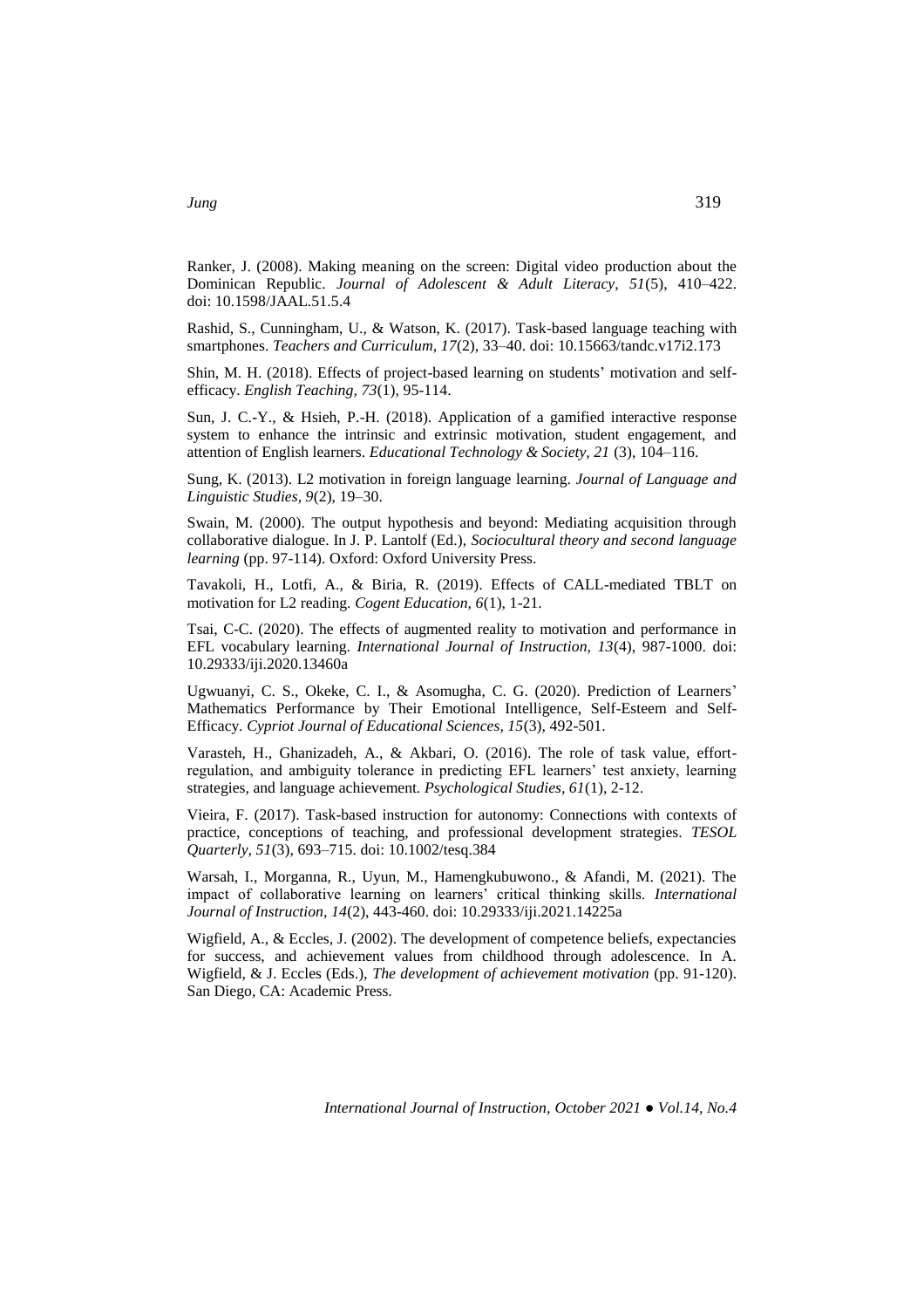Ranker, J. (2008). Making meaning on the screen: Digital video production about the Dominican Republic. *Journal of Adolescent & Adult Literacy, 51*(5), 410–422. doi: 10.1598/JAAL.51.5.4

Rashid, S., Cunningham, U., & Watson, K. (2017). Task-based language teaching with smartphones. *Teachers and Curriculum, 17*(2), 33–40. doi: 10.15663/tandc.v17i2.173

Shin, M. H. (2018). Effects of project-based learning on students' motivation and self-efficacy. *English Teaching, 73*(1), 95-114.

Sun, J. C.-Y., & Hsieh, P.-H. (2018). Application of a gamified interactive response system to enhance the intrinsic and extrinsic motivation, student engagement, and attention of English learners. *Educational Technology & Society, 21* (3), 104–116.

Sung, K. (2013). L2 motivation in foreign language learning. *Journal of Language and Linguistic Studies, 9*(2), 19–30.

Swain, M. (2000). The output hypothesis and beyond: Mediating acquisition through collaborative dialogue. In J. P. Lantolf (Ed.), *Sociocultural theory and second language learning* (pp. 97-114). Oxford: Oxford University Press.

Tavakoli, H., Lotfi, A., & Biria, R. (2019). Effects of CALL-mediated TBLT on motivation for L2 reading. *Cogent Education, 6*(1), 1-21.

Tsai, C-C. (2020). The effects of augmented reality to motivation and performance in EFL vocabulary learning. *International Journal of Instruction, 13*(4), 987-1000. doi: 10.29333/iji.2020.13460a

Ugwuanyi, C. S., Okeke, C. I., & Asomugha, C. G. (2020). Prediction of Learners' Mathematics Performance by Their Emotional Intelligence, Self-Esteem and Self-Efficacy. *Cypriot Journal of Educational Sciences, 15*(3), 492-501.

Varasteh, H., Ghanizadeh, A., & Akbari, O. (2016). The role of task value, effort-regulation, and ambiguity tolerance in predicting EFL learners' test anxiety, learning strategies, and language achievement. *Psychological Studies, 61*(1), 2-12.

Vieira, F. (2017). Task-based instruction for autonomy: Connections with contexts of practice, conceptions of teaching, and professional development strategies. *TESOL Quarterly, 51*(3), 693–715. doi: 10.1002/tesq.384

Warsah, I., Morganna, R., Uyun, M., Hamengkubuwono., & Afandi, M. (2021). The impact of collaborative learning on learners' critical thinking skills. *International Journal of Instruction, 14*(2), 443-460. doi: 10.29333/iji.2021.14225a

Wigfield, A., & Eccles, J. (2002). The development of competence beliefs, expectancies for success, and achievement values from childhood through adolescence. In A. Wigfield, & J. Eccles (Eds.), *The development of achievement motivation* (pp. 91-120). San Diego, CA: Academic Press.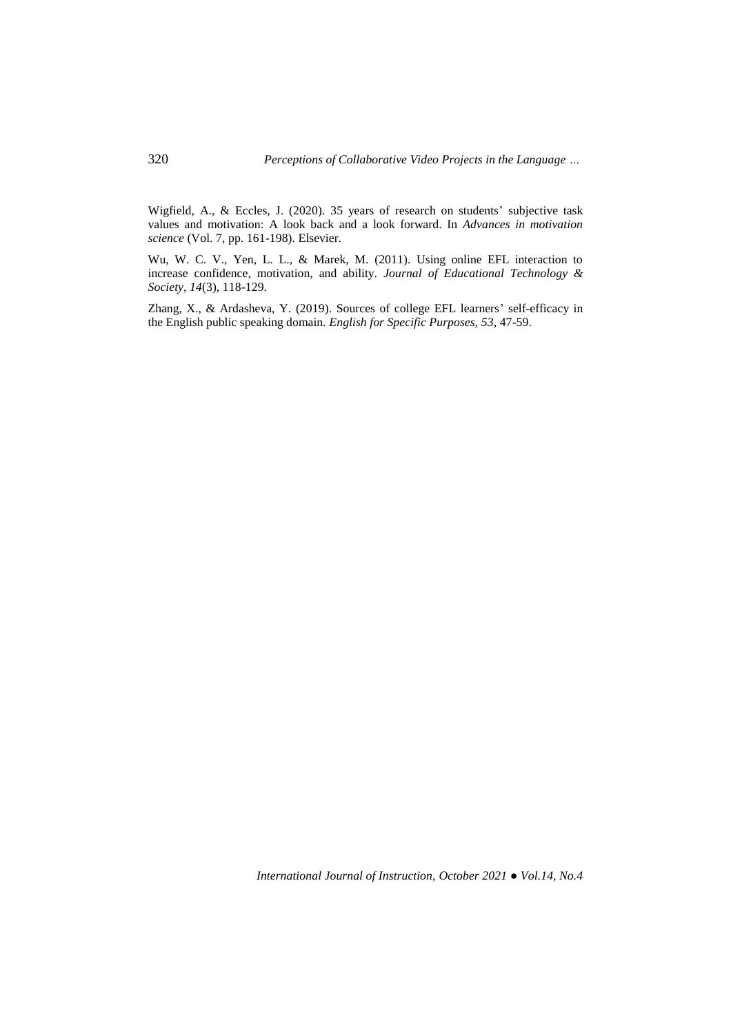Wigfield, A., & Eccles, J. (2020). 35 years of research on students' subjective task values and motivation: A look back and a look forward. In *Advances in motivation science* (Vol. 7, pp. 161-198). Elsevier.

Wu, W. C. V., Yen, L. L., & Marek, M. (2011). Using online EFL interaction to increase confidence, motivation, and ability. *Journal of Educational Technology & Society*, *14*(3), 118-129.

Zhang, X., & Ardasheva, Y. (2019). Sources of college EFL learners' self-efficacy in the English public speaking domain. *English for Specific Purposes*, *53*, 47-59.